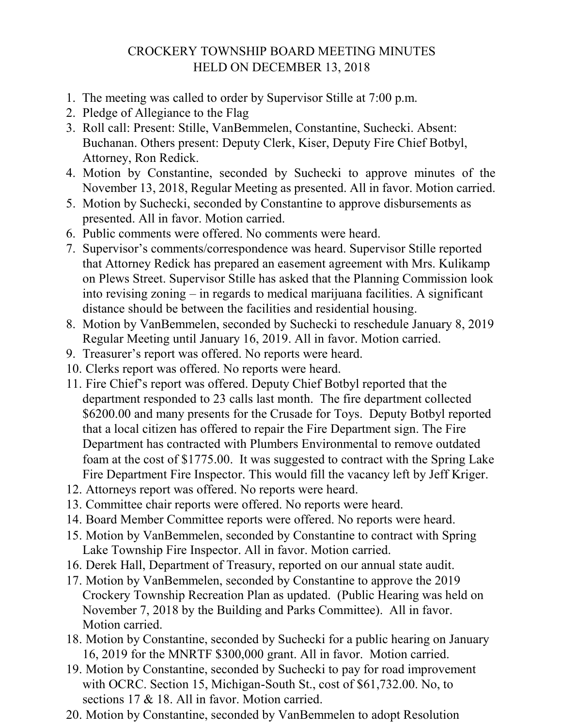# CROCKERY TOWNSHIP BOARD MEETING MINUTES
## HELD ON DECEMBER 13, 2018

1. The meeting was called to order by Supervisor Stille at 7:00 p.m.
2. Pledge of Allegiance to the Flag
3. Roll call: Present: Stille, VanBemmelen, Constantine, Suchecki. Absent: Buchanan. Others present: Deputy Clerk, Kiser, Deputy Fire Chief Botbyl, Attorney, Ron Redick.
4. Motion by Constantine, seconded by Suchecki to approve minutes of the November 13, 2018, Regular Meeting as presented. All in favor. Motion carried.
5. Motion by Suchecki, seconded by Constantine to approve disbursements as presented. All in favor. Motion carried.
6. Public comments were offered. No comments were heard.
7. Supervisor's comments/correspondence was heard. Supervisor Stille reported that Attorney Redick has prepared an easement agreement with Mrs. Kulikamp on Plews Street. Supervisor Stille has asked that the Planning Commission look into revising zoning – in regards to medical marijuana facilities. A significant distance should be between the facilities and residential housing.
8. Motion by VanBemmelen, seconded by Suchecki to reschedule January 8, 2019 Regular Meeting until January 16, 2019. All in favor. Motion carried.
9. Treasurer's report was offered. No reports were heard.
10. Clerks report was offered. No reports were heard.
11. Fire Chief's report was offered. Deputy Chief Botbyl reported that the department responded to 23 calls last month. The fire department collected $6200.00 and many presents for the Crusade for Toys. Deputy Botbyl reported that a local citizen has offered to repair the Fire Department sign. The Fire Department has contracted with Plumbers Environmental to remove outdated foam at the cost of $1775.00. It was suggested to contract with the Spring Lake Fire Department Fire Inspector. This would fill the vacancy left by Jeff Kriger.
12. Attorneys report was offered. No reports were heard.
13. Committee chair reports were offered. No reports were heard.
14. Board Member Committee reports were offered. No reports were heard.
15. Motion by VanBemmelen, seconded by Constantine to contract with Spring Lake Township Fire Inspector. All in favor. Motion carried.
16. Derek Hall, Department of Treasury, reported on our annual state audit.
17. Motion by VanBemmelen, seconded by Constantine to approve the 2019 Crockery Township Recreation Plan as updated. (Public Hearing was held on November 7, 2018 by the Building and Parks Committee). All in favor. Motion carried.
18. Motion by Constantine, seconded by Suchecki for a public hearing on January 16, 2019 for the MNRTF $300,000 grant. All in favor. Motion carried.
19. Motion by Constantine, seconded by Suchecki to pay for road improvement with OCRC. Section 15, Michigan-South St., cost of $61,732.00. No, to sections 17 & 18. All in favor. Motion carried.
20. Motion by Constantine, seconded by VanBemmelen to adopt Resolution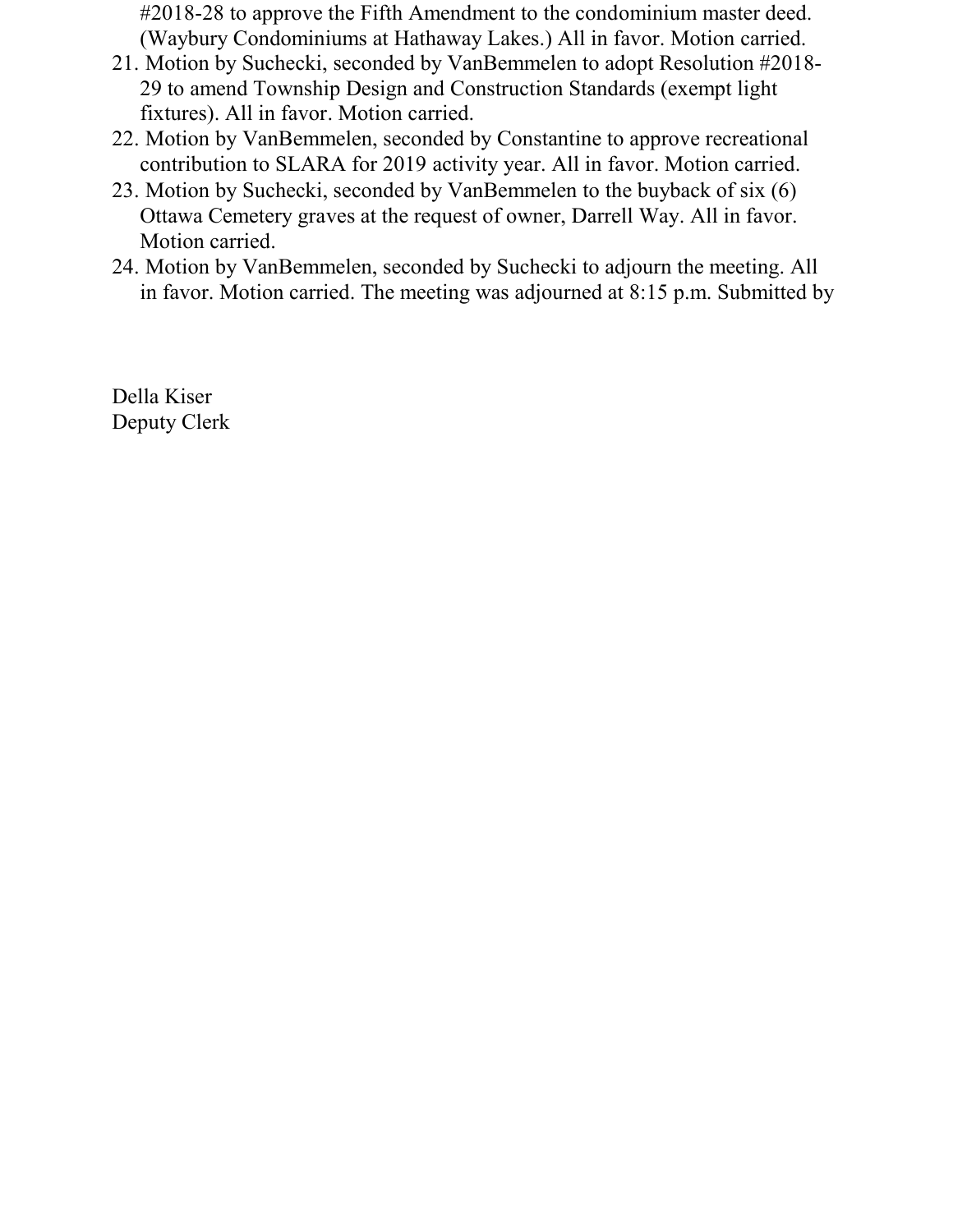#2018-28 to approve the Fifth Amendment to the condominium master deed. (Waybury Condominiums at Hathaway Lakes.) All in favor. Motion carried.

21. Motion by Suchecki, seconded by VanBemmelen to adopt Resolution #2018-29 to amend Township Design and Construction Standards (exempt light fixtures). All in favor. Motion carried.
22. Motion by VanBemmelen, seconded by Constantine to approve recreational contribution to SLARA for 2019 activity year. All in favor. Motion carried.
23. Motion by Suchecki, seconded by VanBemmelen to the buyback of six (6) Ottawa Cemetery graves at the request of owner, Darrell Way. All in favor. Motion carried.
24. Motion by VanBemmelen, seconded by Suchecki to adjourn the meeting. All in favor. Motion carried. The meeting was adjourned at 8:15 p.m. Submitted by

Della Kiser
Deputy Clerk